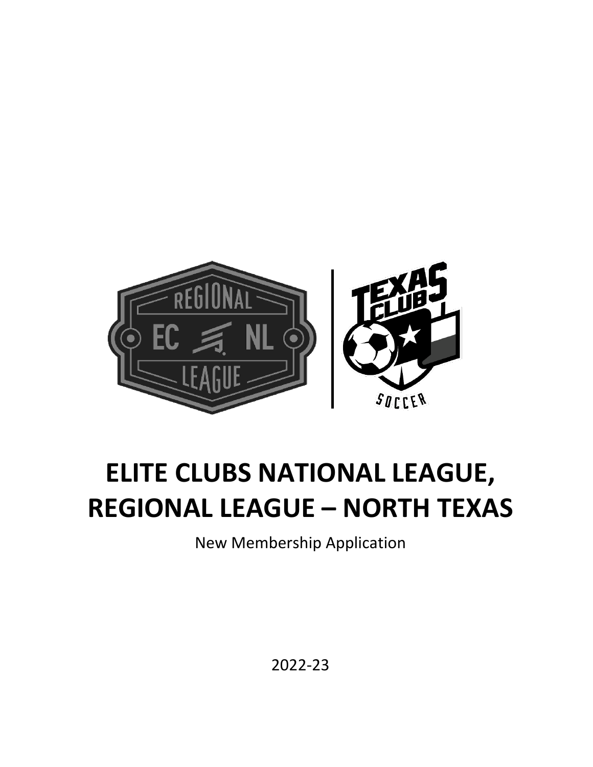# ELITE CLUBS NATIONAL LEAGUE, REGIONAL LEAGUE – NORTH TEXAS

New Membership Application

2022-23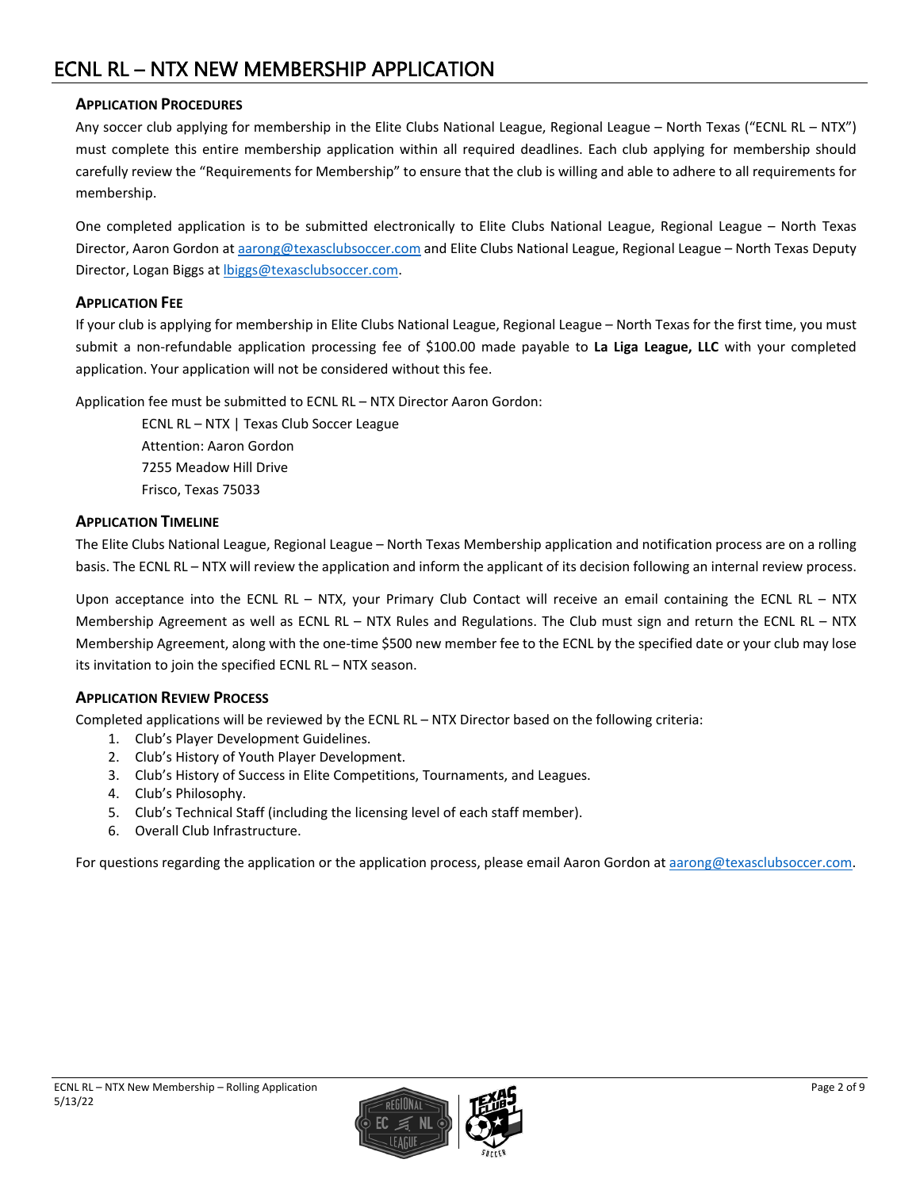# ECNL RL – NTX NEW MEMBERSHIP APPLICATION

## APPLICATION PROCEDURES

Any soccer club applying for membership in the Elite Clubs National League, Regional League – North Texas ("ECNL RL – NTX") must complete this entire membership application within all required deadlines. Each club applying for membership should carefully review the "Requirements for Membership" to ensure that the club is willing and able to adhere to all requirements for membership.

One completed application is to be submitted electronically to Elite Clubs National League, Regional League – North Texas Director, Aaron Gordon at aarong@texasclubsoccer.com and Elite Clubs National League, Regional League – North Texas Deputy Director, Logan Biggs at lbiggs@texasclubsoccer.com.

## APPLICATION FEE

If your club is applying for membership in Elite Clubs National League, Regional League – North Texas for the first time, you must submit a non-refundable application processing fee of $100.00 made payable to **La Liga League, LLC** with your completed application. Your application will not be considered without this fee.

Application fee must be submitted to ECNL RL – NTX Director Aaron Gordon:

ECNL RL – NTX | Texas Club Soccer League
Attention: Aaron Gordon
7255 Meadow Hill Drive
Frisco, Texas 75033

## APPLICATION TIMELINE

The Elite Clubs National League, Regional League – North Texas Membership application and notification process are on a rolling basis. The ECNL RL – NTX will review the application and inform the applicant of its decision following an internal review process.

Upon acceptance into the ECNL RL – NTX, your Primary Club Contact will receive an email containing the ECNL RL – NTX Membership Agreement as well as ECNL RL – NTX Rules and Regulations. The Club must sign and return the ECNL RL – NTX Membership Agreement, along with the one-time $500 new member fee to the ECNL by the specified date or your club may lose its invitation to join the specified ECNL RL – NTX season.

## APPLICATION REVIEW PROCESS

Completed applications will be reviewed by the ECNL RL – NTX Director based on the following criteria:

1. Club's Player Development Guidelines.
2. Club's History of Youth Player Development.
3. Club's History of Success in Elite Competitions, Tournaments, and Leagues.
4. Club's Philosophy.
5. Club's Technical Staff (including the licensing level of each staff member).
6. Overall Club Infrastructure.

For questions regarding the application or the application process, please email Aaron Gordon at aarong@texasclubsoccer.com.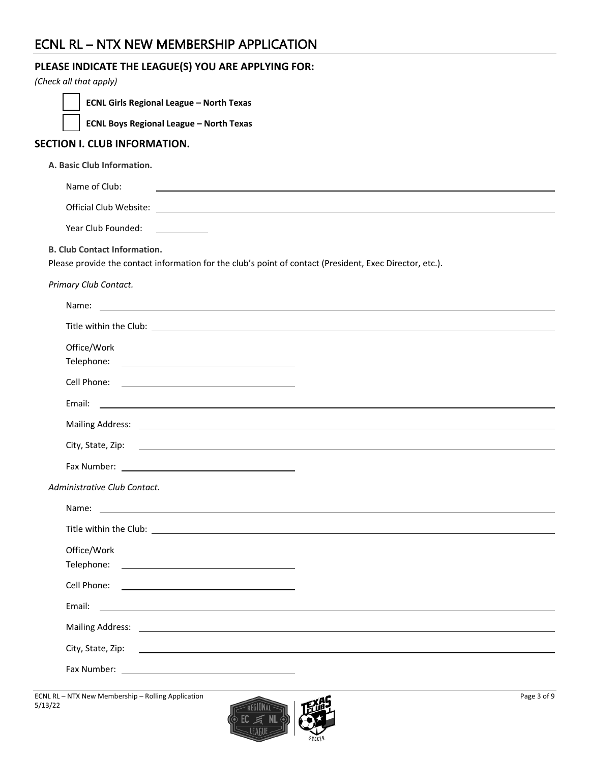# ECNL RL – NTX NEW MEMBERSHIP APPLICATION

## PLEASE INDICATE THE LEAGUE(S) YOU ARE APPLYING FOR:

*(Check all that apply)*

☐ **ECNL Girls Regional League – North Texas**

☐ **ECNL Boys Regional League – North Texas**

## SECTION I. CLUB INFORMATION.

**A. Basic Club Information.**

Name of Club: ____________________

Official Club Website: ____________________

Year Club Founded: __________

**B. Club Contact Information.**

Please provide the contact information for the club's point of contact (President, Exec Director, etc.).

*Primary Club Contact.*

Name: ____________________

Title within the Club: ____________________

Office/Work Telephone: ____________________

Cell Phone: ____________________

Email: ____________________

Mailing Address: ____________________

City, State, Zip: ____________________

Fax Number: ____________________

*Administrative Club Contact.*

Name: ____________________

Title within the Club: ____________________

Office/Work Telephone: ____________________

Cell Phone: ____________________

Email: ____________________

Mailing Address: ____________________

City, State, Zip: ____________________

Fax Number: ____________________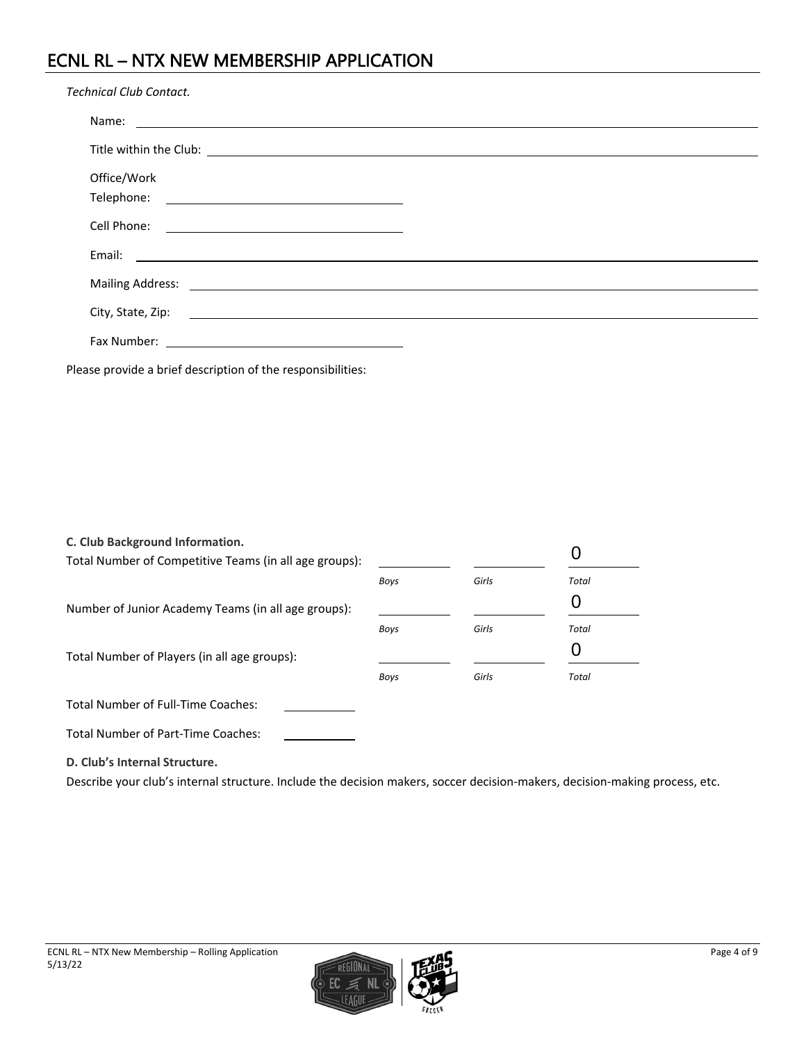# ECNL RL – NTX NEW MEMBERSHIP APPLICATION

*Technical Club Contact.*

Name: \_\_\_\_\_\_\_\_\_\_\_\_\_\_\_\_\_\_\_\_\_\_\_\_\_\_\_\_\_\_\_\_

Title within the Club: \_\_\_\_\_\_\_\_\_\_\_\_\_\_\_\_\_\_\_\_\_\_\_\_\_\_\_\_\_\_\_\_

Office/Work Telephone: \_\_\_\_\_\_\_\_\_\_\_\_\_\_\_\_\_\_\_\_\_\_\_\_\_\_\_\_\_\_\_\_

Cell Phone: \_\_\_\_\_\_\_\_\_\_\_\_\_\_\_\_\_\_\_\_\_\_\_\_\_\_\_\_\_\_\_\_

Email: \_\_\_\_\_\_\_\_\_\_\_\_\_\_\_\_\_\_\_\_\_\_\_\_\_\_\_\_\_\_\_\_

Mailing Address: \_\_\_\_\_\_\_\_\_\_\_\_\_\_\_\_\_\_\_\_\_\_\_\_\_\_\_\_\_\_\_\_

City, State, Zip: \_\_\_\_\_\_\_\_\_\_\_\_\_\_\_\_\_\_\_\_\_\_\_\_\_\_\_\_\_\_\_\_

Fax Number: \_\_\_\_\_\_\_\_\_\_\_\_\_\_\_\_\_\_\_\_\_\_\_\_\_\_\_\_\_\_\_\_

Please provide a brief description of the responsibilities:

**C. Club Background Information.**

| | Boys | Girls | Total |
|---|---|---|---|
| Total Number of Competitive Teams (in all age groups): | | | 0 |
| Number of Junior Academy Teams (in all age groups): | | | 0 |
| Total Number of Players (in all age groups): | | | 0 |

Total Number of Full-Time Coaches: \_\_\_\_\_\_\_\_\_\_

Total Number of Part-Time Coaches: \_\_\_\_\_\_\_\_\_\_

**D. Club's Internal Structure.**

Describe your club's internal structure. Include the decision makers, soccer decision-makers, decision-making process, etc.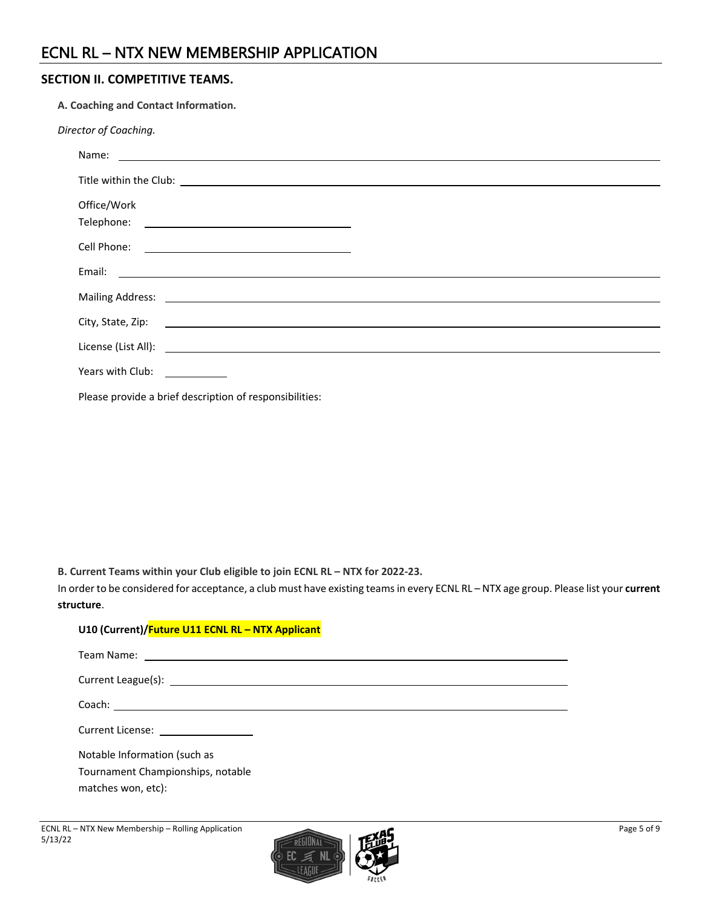# ECNL RL – NTX NEW MEMBERSHIP APPLICATION

## SECTION II. COMPETITIVE TEAMS.

**A. Coaching and Contact Information.**

*Director of Coaching.*

Name: ____________________

Title within the Club: ____________________

Office/Work Telephone: ____________________

Cell Phone: ____________________

Email: ____________________

Mailing Address: ____________________

City, State, Zip: ____________________

License (List All): ____________________

Years with Club: __________

Please provide a brief description of responsibilities:

**B. Current Teams within your Club eligible to join ECNL RL – NTX for 2022-23.**

In order to be considered for acceptance, a club must have existing teams in every ECNL RL – NTX age group. Please list your **current structure**.

**U10 (Current)/Future U11 ECNL RL – NTX Applicant**

Team Name: ____________________

Current League(s): ____________________

Coach: ____________________

Current License: ____________________

Notable Information (such as Tournament Championships, notable matches won, etc):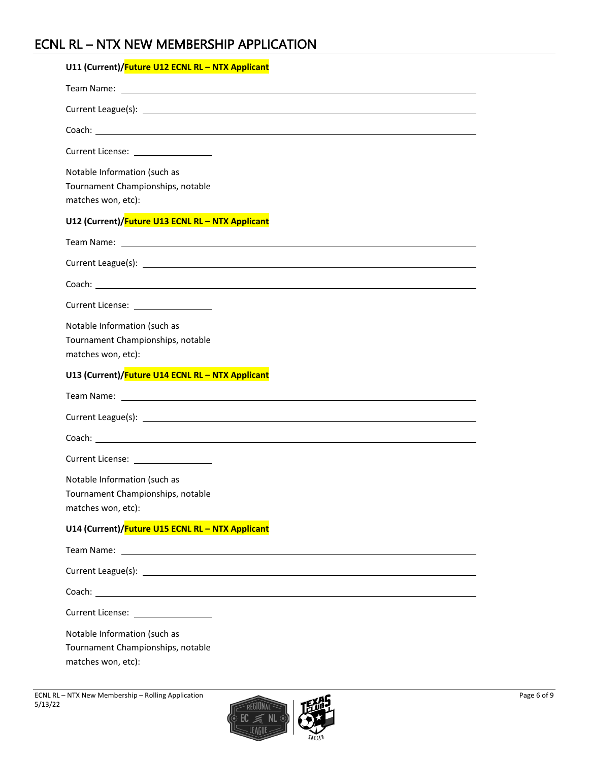# ECNL RL – NTX NEW MEMBERSHIP APPLICATION

**U11 (Current)/Future U12 ECNL RL – NTX Applicant**

Team Name: ______________________________

Current League(s): ______________________________

Coach: ______________________________

Current License: ________________

Notable Information (such as Tournament Championships, notable matches won, etc):

**U12 (Current)/Future U13 ECNL RL – NTX Applicant**

Team Name: ______________________________

Current League(s): ______________________________

Coach: ______________________________

Current License: ________________

Notable Information (such as Tournament Championships, notable matches won, etc):

**U13 (Current)/Future U14 ECNL RL – NTX Applicant**

Team Name: ______________________________

Current League(s): ______________________________

Coach: ______________________________

Current License: ________________

Notable Information (such as Tournament Championships, notable matches won, etc):

**U14 (Current)/Future U15 ECNL RL – NTX Applicant**

Team Name: ______________________________

Current League(s): ______________________________

Coach: ______________________________

Current License: ________________

Notable Information (such as Tournament Championships, notable matches won, etc):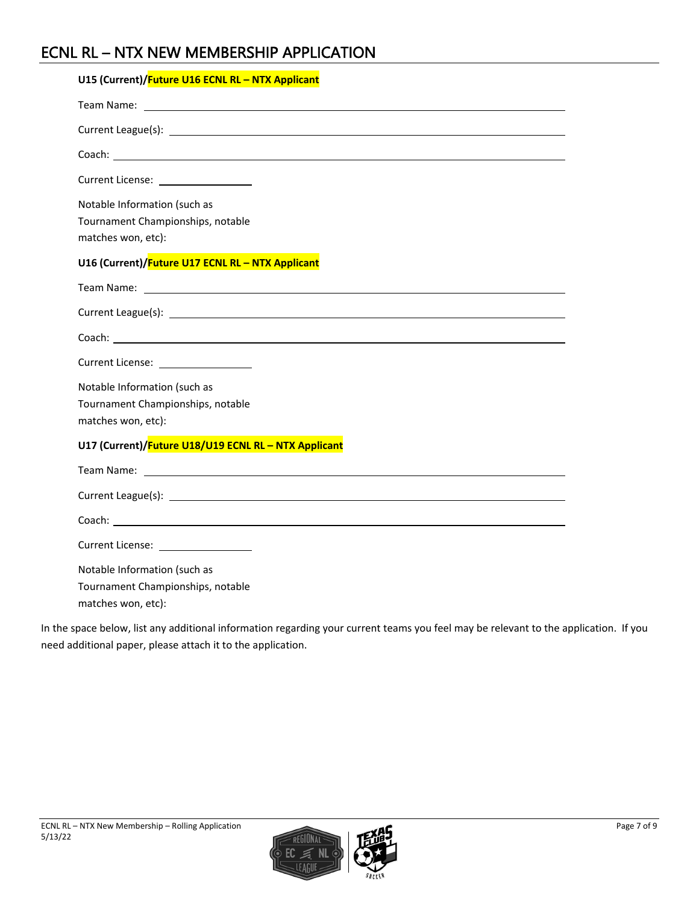## ECNL RL – NTX NEW MEMBERSHIP APPLICATION

**U15 (Current)/Future U16 ECNL RL – NTX Applicant**

Team Name: ______________________________

Current League(s): ______________________________

Coach: ______________________________

Current License: ______________

Notable Information (such as Tournament Championships, notable matches won, etc):

**U16 (Current)/Future U17 ECNL RL – NTX Applicant**

Team Name: ______________________________

Current League(s): ______________________________

Coach: ______________________________

Current License: ______________

Notable Information (such as Tournament Championships, notable matches won, etc):

**U17 (Current)/Future U18/U19 ECNL RL – NTX Applicant**

Team Name: ______________________________

Current League(s): ______________________________

Coach: ______________________________

Current License: ______________

Notable Information (such as Tournament Championships, notable matches won, etc):

In the space below, list any additional information regarding your current teams you feel may be relevant to the application. If you need additional paper, please attach it to the application.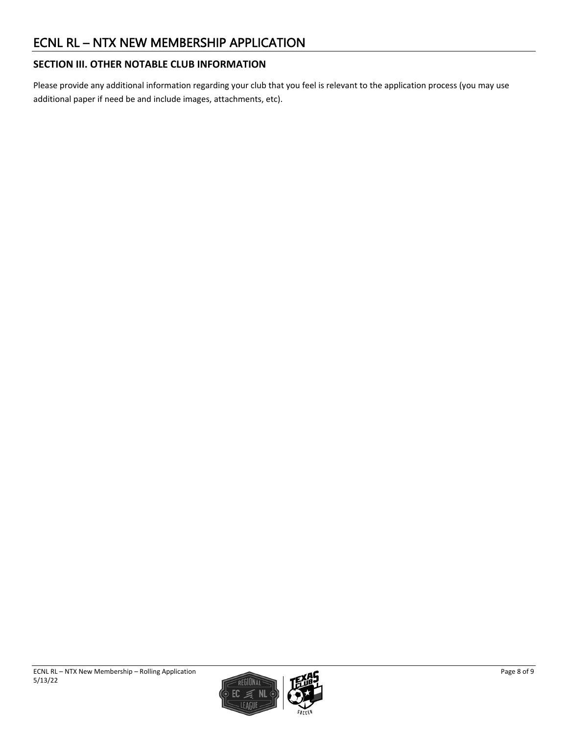## SECTION III. OTHER NOTABLE CLUB INFORMATION

Please provide any additional information regarding your club that you feel is relevant to the application process (you may use additional paper if need be and include images, attachments, etc).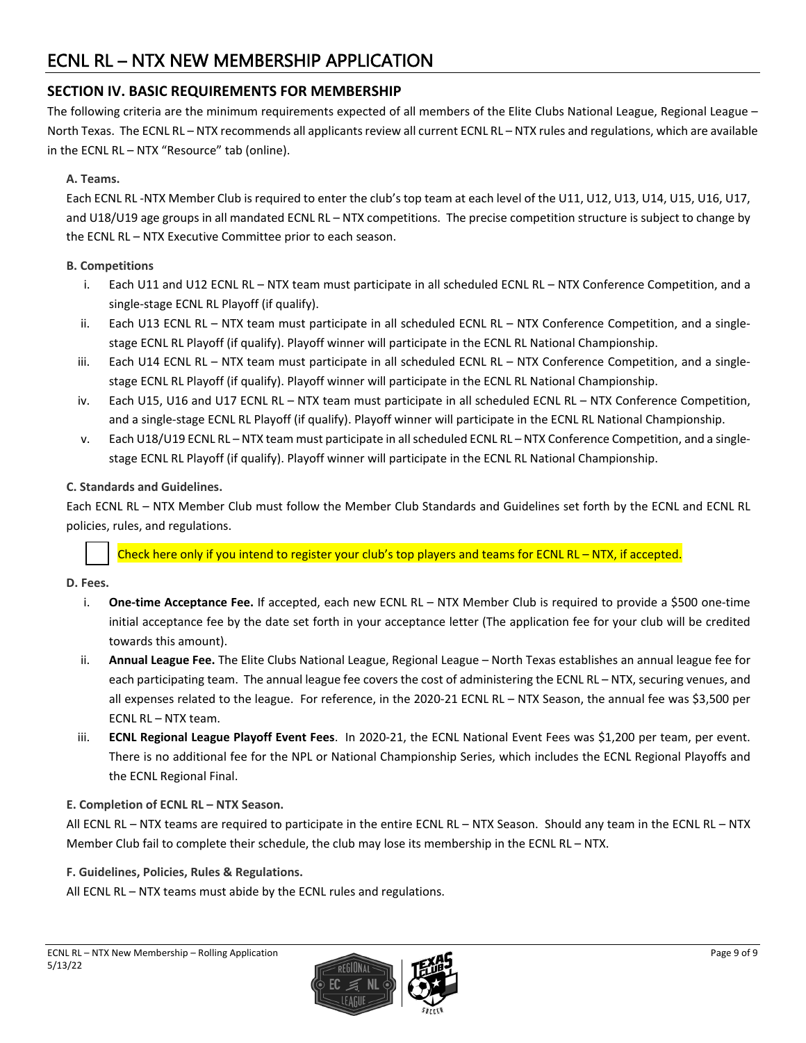# ECNL RL – NTX NEW MEMBERSHIP APPLICATION

## SECTION IV. BASIC REQUIREMENTS FOR MEMBERSHIP

The following criteria are the minimum requirements expected of all members of the Elite Clubs National League, Regional League – North Texas. The ECNL RL – NTX recommends all applicants review all current ECNL RL – NTX rules and regulations, which are available in the ECNL RL – NTX "Resource" tab (online).

**A. Teams.**

Each ECNL RL -NTX Member Club is required to enter the club's top team at each level of the U11, U12, U13, U14, U15, U16, U17, and U18/U19 age groups in all mandated ECNL RL – NTX competitions. The precise competition structure is subject to change by the ECNL RL – NTX Executive Committee prior to each season.

**B. Competitions**

i. Each U11 and U12 ECNL RL – NTX team must participate in all scheduled ECNL RL – NTX Conference Competition, and a single-stage ECNL RL Playoff (if qualify).

ii. Each U13 ECNL RL – NTX team must participate in all scheduled ECNL RL – NTX Conference Competition, and a single-stage ECNL RL Playoff (if qualify). Playoff winner will participate in the ECNL RL National Championship.

iii. Each U14 ECNL RL – NTX team must participate in all scheduled ECNL RL – NTX Conference Competition, and a single-stage ECNL RL Playoff (if qualify). Playoff winner will participate in the ECNL RL National Championship.

iv. Each U15, U16 and U17 ECNL RL – NTX team must participate in all scheduled ECNL RL – NTX Conference Competition, and a single-stage ECNL RL Playoff (if qualify). Playoff winner will participate in the ECNL RL National Championship.

v. Each U18/U19 ECNL RL – NTX team must participate in all scheduled ECNL RL – NTX Conference Competition, and a single-stage ECNL RL Playoff (if qualify). Playoff winner will participate in the ECNL RL National Championship.

**C. Standards and Guidelines.**

Each ECNL RL – NTX Member Club must follow the Member Club Standards and Guidelines set forth by the ECNL and ECNL RL policies, rules, and regulations.

☐ Check here only if you intend to register your club's top players and teams for ECNL RL – NTX, if accepted.

**D. Fees.**

i. **One-time Acceptance Fee.** If accepted, each new ECNL RL – NTX Member Club is required to provide a $500 one-time initial acceptance fee by the date set forth in your acceptance letter (The application fee for your club will be credited towards this amount).

ii. **Annual League Fee.** The Elite Clubs National League, Regional League – North Texas establishes an annual league fee for each participating team. The annual league fee covers the cost of administering the ECNL RL – NTX, securing venues, and all expenses related to the league. For reference, in the 2020-21 ECNL RL – NTX Season, the annual fee was $3,500 per ECNL RL – NTX team.

iii. **ECNL Regional League Playoff Event Fees**. In 2020-21, the ECNL National Event Fees was $1,200 per team, per event. There is no additional fee for the NPL or National Championship Series, which includes the ECNL Regional Playoffs and the ECNL Regional Final.

**E. Completion of ECNL RL – NTX Season.**

All ECNL RL – NTX teams are required to participate in the entire ECNL RL – NTX Season. Should any team in the ECNL RL – NTX Member Club fail to complete their schedule, the club may lose its membership in the ECNL RL – NTX.

**F. Guidelines, Policies, Rules & Regulations.**

All ECNL RL – NTX teams must abide by the ECNL rules and regulations.